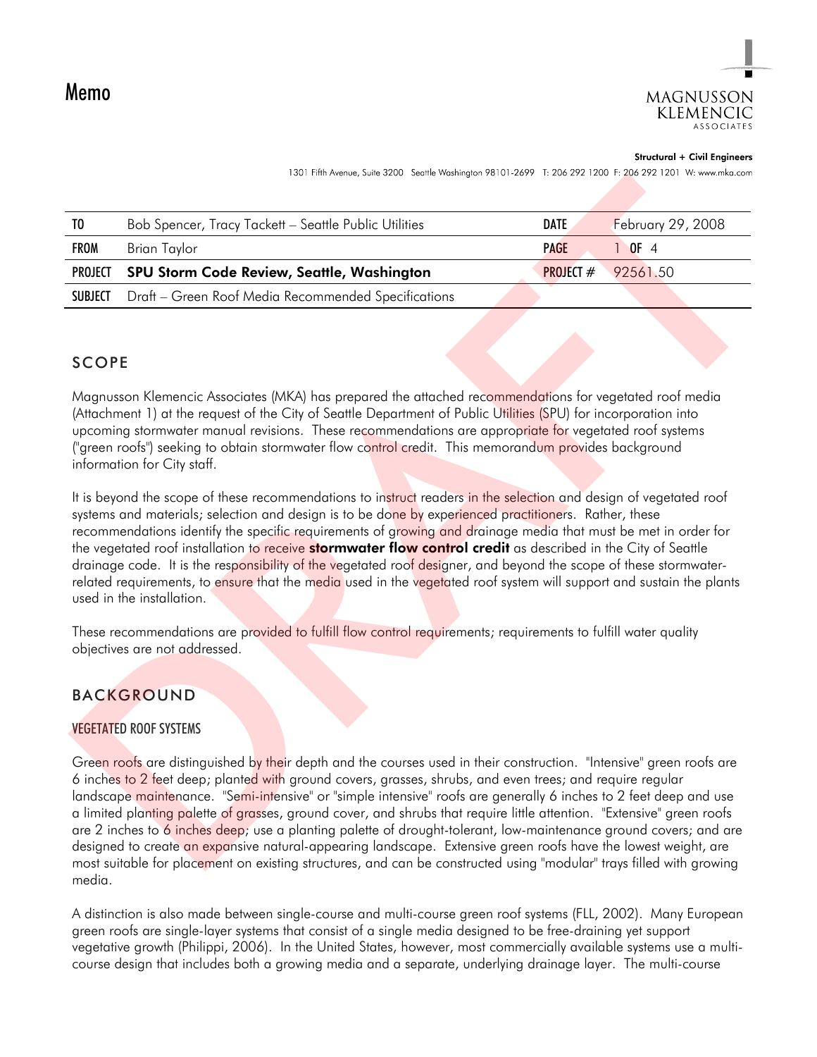# Memo

MAGNUSSON KLEMENCIC ASSOCIATES

**Structural + Civil Engineers**

1301 Fifth Avenue, Suite 3200 Seattle Washington 98101-2699 T: 206 292 1200 F: 206 292 1201 W: www.mka.com

| | | | |
|---|---|---|---|
| **TO** | Bob Spencer, Tracy Tackett – Seattle Public Utilities | **DATE** | February 29, 2008 |
| **FROM** | Brian Taylor | **PAGE** | 1 **OF** 4 |
| **PROJECT** | **SPU Storm Code Review, Seattle, Washington** | **PROJECT #** | 92561.50 |
| **SUBJECT** | Draft – Green Roof Media Recommended Specifications | | |

## SCOPE

Magnusson Klemencic Associates (MKA) has prepared the attached recommendations for vegetated roof media (Attachment 1) at the request of the City of Seattle Department of Public Utilities (SPU) for incorporation into upcoming stormwater manual revisions. These recommendations are appropriate for vegetated roof systems ("green roofs") seeking to obtain stormwater flow control credit. This memorandum provides background information for City staff.

It is beyond the scope of these recommendations to instruct readers in the selection and design of vegetated roof systems and materials; selection and design is to be done by experienced practitioners. Rather, these recommendations identify the specific requirements of growing and drainage media that must be met in order for the vegetated roof installation to receive **stormwater flow control credit** as described in the City of Seattle drainage code. It is the responsibility of the vegetated roof designer, and beyond the scope of these stormwater-related requirements, to ensure that the media used in the vegetated roof system will support and sustain the plants used in the installation.

These recommendations are provided to fulfill flow control requirements; requirements to fulfill water quality objectives are not addressed.

## BACKGROUND

### VEGETATED ROOF SYSTEMS

Green roofs are distinguished by their depth and the courses used in their construction. "Intensive" green roofs are 6 inches to 2 feet deep; planted with ground covers, grasses, shrubs, and even trees; and require regular landscape maintenance. "Semi-intensive" or "simple intensive" roofs are generally 6 inches to 2 feet deep and use a limited planting palette of grasses, ground cover, and shrubs that require little attention. "Extensive" green roofs are 2 inches to 6 inches deep; use a planting palette of drought-tolerant, low-maintenance ground covers; and are designed to create an expansive natural-appearing landscape. Extensive green roofs have the lowest weight, are most suitable for placement on existing structures, and can be constructed using "modular" trays filled with growing media.

A distinction is also made between single-course and multi-course green roof systems (FLL, 2002). Many European green roofs are single-layer systems that consist of a single media designed to be free-draining yet support vegetative growth (Philippi, 2006). In the United States, however, most commercially available systems use a multi-course design that includes both a growing media and a separate, underlying drainage layer. The multi-course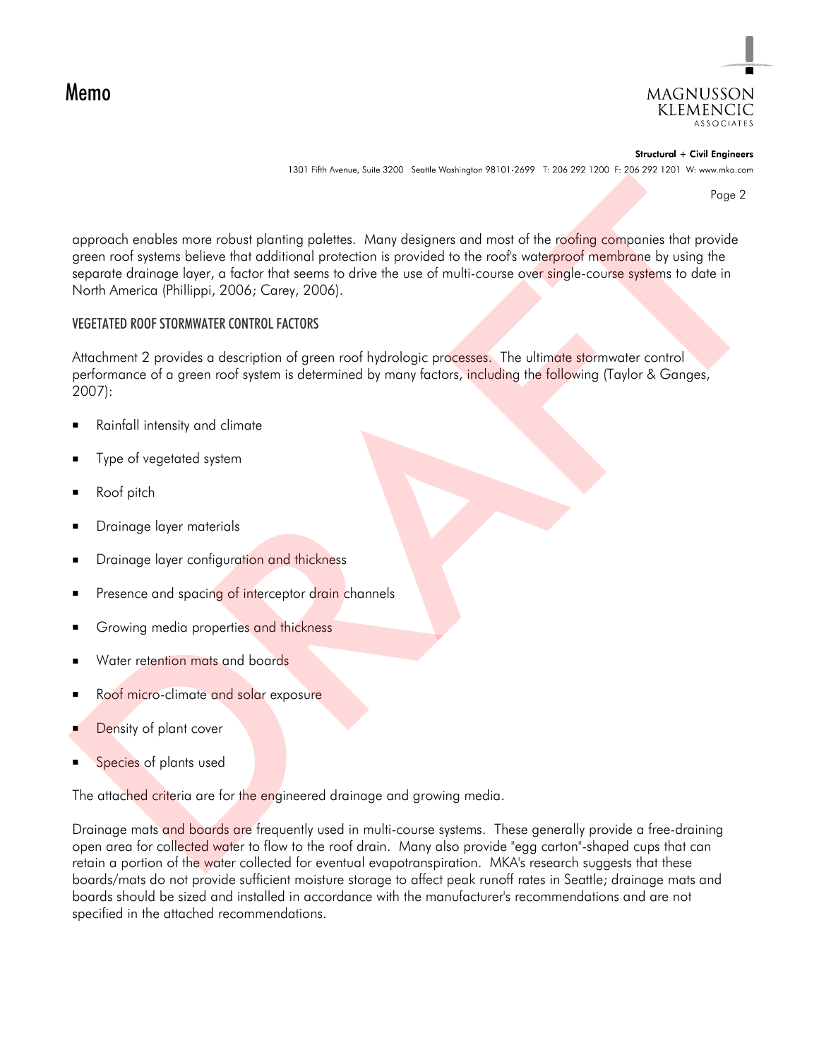approach enables more robust planting palettes. Many designers and most of the roofing companies that provide green roof systems believe that additional protection is provided to the roof's waterproof membrane by using the separate drainage layer, a factor that seems to drive the use of multi-course over single-course systems to date in North America (Phillippi, 2006; Carey, 2006).

### VEGETATED ROOF STORMWATER CONTROL FACTORS

Attachment 2 provides a description of green roof hydrologic processes. The ultimate stormwater control performance of a green roof system is determined by many factors, including the following (Taylor & Ganges, 2007):

- Rainfall intensity and climate
- Type of vegetated system
- Roof pitch
- Drainage layer materials
- Drainage layer configuration and thickness
- Presence and spacing of interceptor drain channels
- Growing media properties and thickness
- Water retention mats and boards
- Roof micro-climate and solar exposure
- Density of plant cover
- Species of plants used

The attached criteria are for the engineered drainage and growing media.

Drainage mats and boards are frequently used in multi-course systems. These generally provide a free-draining open area for collected water to flow to the roof drain. Many also provide "egg carton"-shaped cups that can retain a portion of the water collected for eventual evapotranspiration. MKA's research suggests that these boards/mats do not provide sufficient moisture storage to affect peak runoff rates in Seattle; drainage mats and boards should be sized and installed in accordance with the manufacturer's recommendations and are not specified in the attached recommendations.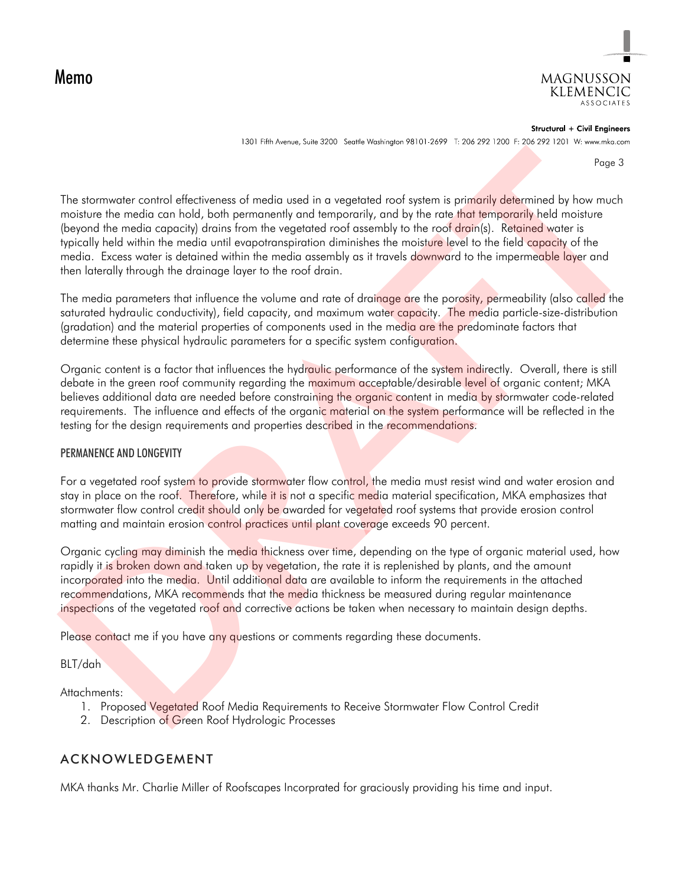The stormwater control effectiveness of media used in a vegetated roof system is primarily determined by how much moisture the media can hold, both permanently and temporarily, and by the rate that temporarily held moisture (beyond the media capacity) drains from the vegetated roof assembly to the roof drain(s). Retained water is typically held within the media until evapotranspiration diminishes the moisture level to the field capacity of the media. Excess water is detained within the media assembly as it travels downward to the impermeable layer and then laterally through the drainage layer to the roof drain.

The media parameters that influence the volume and rate of drainage are the porosity, permeability (also called the saturated hydraulic conductivity), field capacity, and maximum water capacity. The media particle-size-distribution (gradation) and the material properties of components used in the media are the predominate factors that determine these physical hydraulic parameters for a specific system configuration.

Organic content is a factor that influences the hydraulic performance of the system indirectly. Overall, there is still debate in the green roof community regarding the maximum acceptable/desirable level of organic content; MKA believes additional data are needed before constraining the organic content in media by stormwater code-related requirements. The influence and effects of the organic material on the system performance will be reflected in the testing for the design requirements and properties described in the recommendations.

## PERMANENCE AND LONGEVITY

For a vegetated roof system to provide stormwater flow control, the media must resist wind and water erosion and stay in place on the roof. Therefore, while it is not a specific media material specification, MKA emphasizes that stormwater flow control credit should only be awarded for vegetated roof systems that provide erosion control matting and maintain erosion control practices until plant coverage exceeds 90 percent.

Organic cycling may diminish the media thickness over time, depending on the type of organic material used, how rapidly it is broken down and taken up by vegetation, the rate it is replenished by plants, and the amount incorporated into the media. Until additional data are available to inform the requirements in the attached recommendations, MKA recommends that the media thickness be measured during regular maintenance inspections of the vegetated roof and corrective actions be taken when necessary to maintain design depths.

Please contact me if you have any questions or comments regarding these documents.

BLT/dah

Attachments:

1. Proposed Vegetated Roof Media Requirements to Receive Stormwater Flow Control Credit
2. Description of Green Roof Hydrologic Processes

## ACKNOWLEDGEMENT

MKA thanks Mr. Charlie Miller of Roofscapes Incorprated for graciously providing his time and input.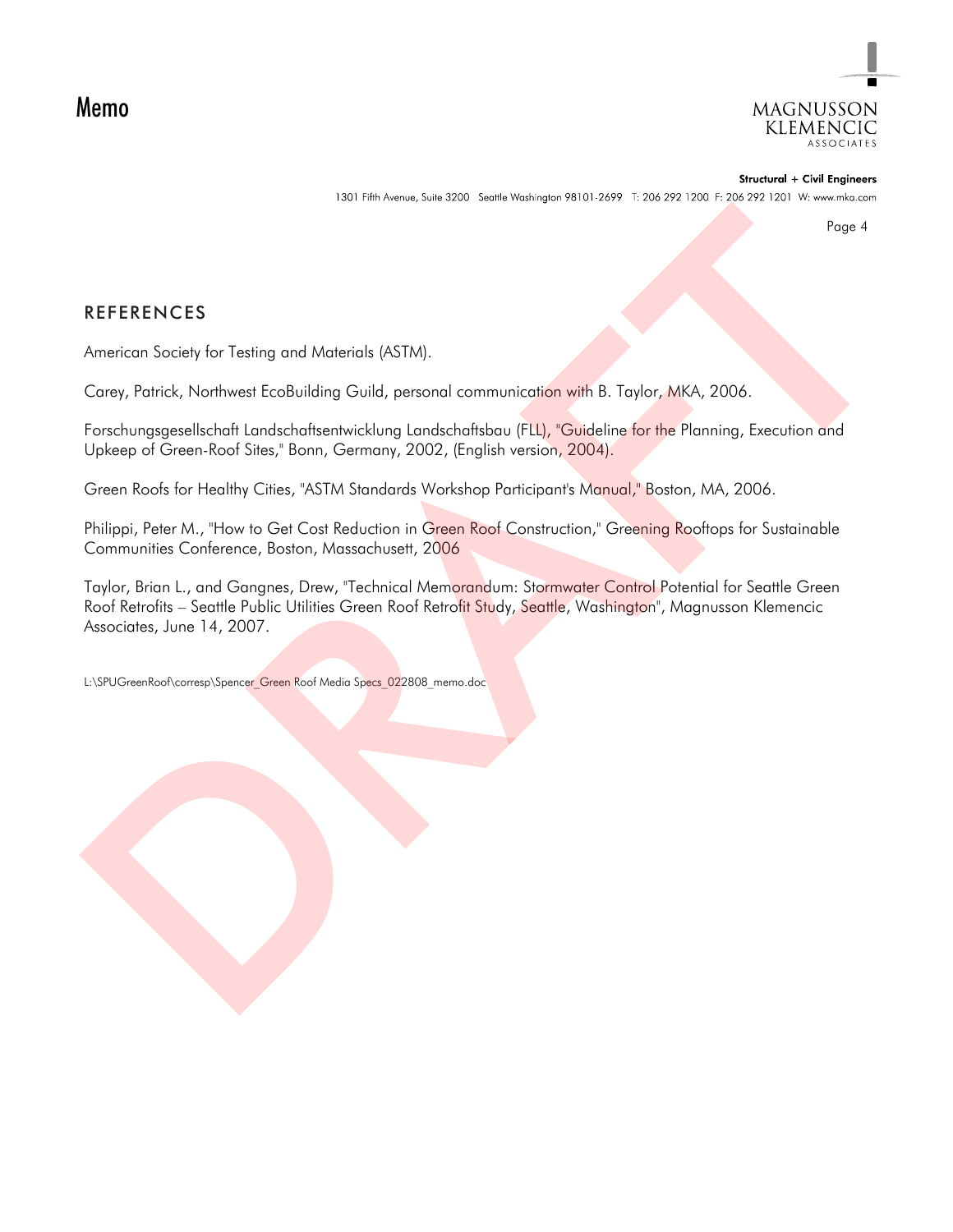## REFERENCES

American Society for Testing and Materials (ASTM).

Carey, Patrick, Northwest EcoBuilding Guild, personal communication with B. Taylor, MKA, 2006.

Forschungsgesellschaft Landschaftsentwicklung Landschaftsbau (FLL), "Guideline for the Planning, Execution and Upkeep of Green-Roof Sites," Bonn, Germany, 2002, (English version, 2004).

Green Roofs for Healthy Cities, "ASTM Standards Workshop Participant's Manual," Boston, MA, 2006.

Philippi, Peter M., "How to Get Cost Reduction in Green Roof Construction," Greening Rooftops for Sustainable Communities Conference, Boston, Massachusett, 2006

Taylor, Brian L., and Gangnes, Drew, "Technical Memorandum: Stormwater Control Potential for Seattle Green Roof Retrofits – Seattle Public Utilities Green Roof Retrofit Study, Seattle, Washington", Magnusson Klemencic Associates, June 14, 2007.

L:\SPUGreenRoof\corresp\Spencer_Green Roof Media Specs_022808_memo.doc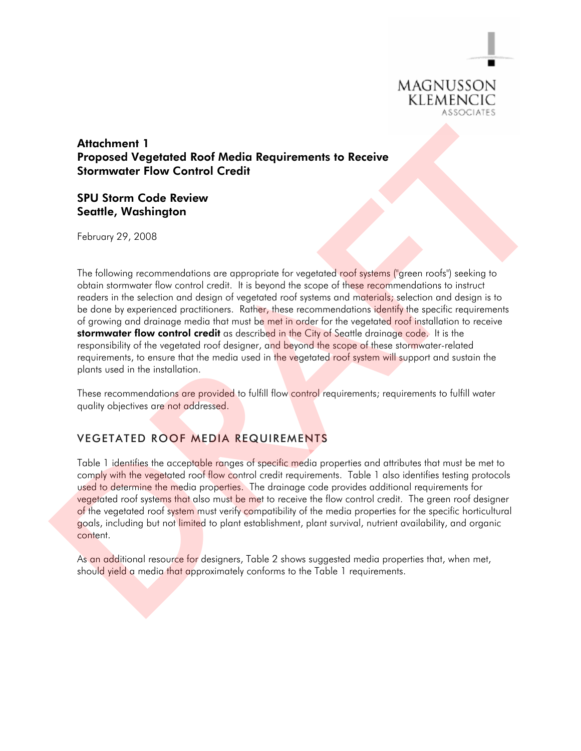MAGNUSSON KLEMENCIC ASSOCIATES

# Attachment 1
# Proposed Vegetated Roof Media Requirements to Receive Stormwater Flow Control Credit

## SPU Storm Code Review
## Seattle, Washington

February 29, 2008

The following recommendations are appropriate for vegetated roof systems ("green roofs") seeking to obtain stormwater flow control credit. It is beyond the scope of these recommendations to instruct readers in the selection and design of vegetated roof systems and materials; selection and design is to be done by experienced practitioners. Rather, these recommendations identify the specific requirements of growing and drainage media that must be met in order for the vegetated roof installation to receive **stormwater flow control credit** as described in the City of Seattle drainage code. It is the responsibility of the vegetated roof designer, and beyond the scope of these stormwater-related requirements, to ensure that the media used in the vegetated roof system will support and sustain the plants used in the installation.

These recommendations are provided to fulfill flow control requirements; requirements to fulfill water quality objectives are not addressed.

## VEGETATED ROOF MEDIA REQUIREMENTS

Table 1 identifies the acceptable ranges of specific media properties and attributes that must be met to comply with the vegetated roof flow control credit requirements. Table 1 also identifies testing protocols used to determine the media properties. The drainage code provides additional requirements for vegetated roof systems that also must be met to receive the flow control credit. The green roof designer of the vegetated roof system must verify compatibility of the media properties for the specific horticultural goals, including but not limited to plant establishment, plant survival, nutrient availability, and organic content.

As an additional resource for designers, Table 2 shows suggested media properties that, when met, should yield a media that approximately conforms to the Table 1 requirements.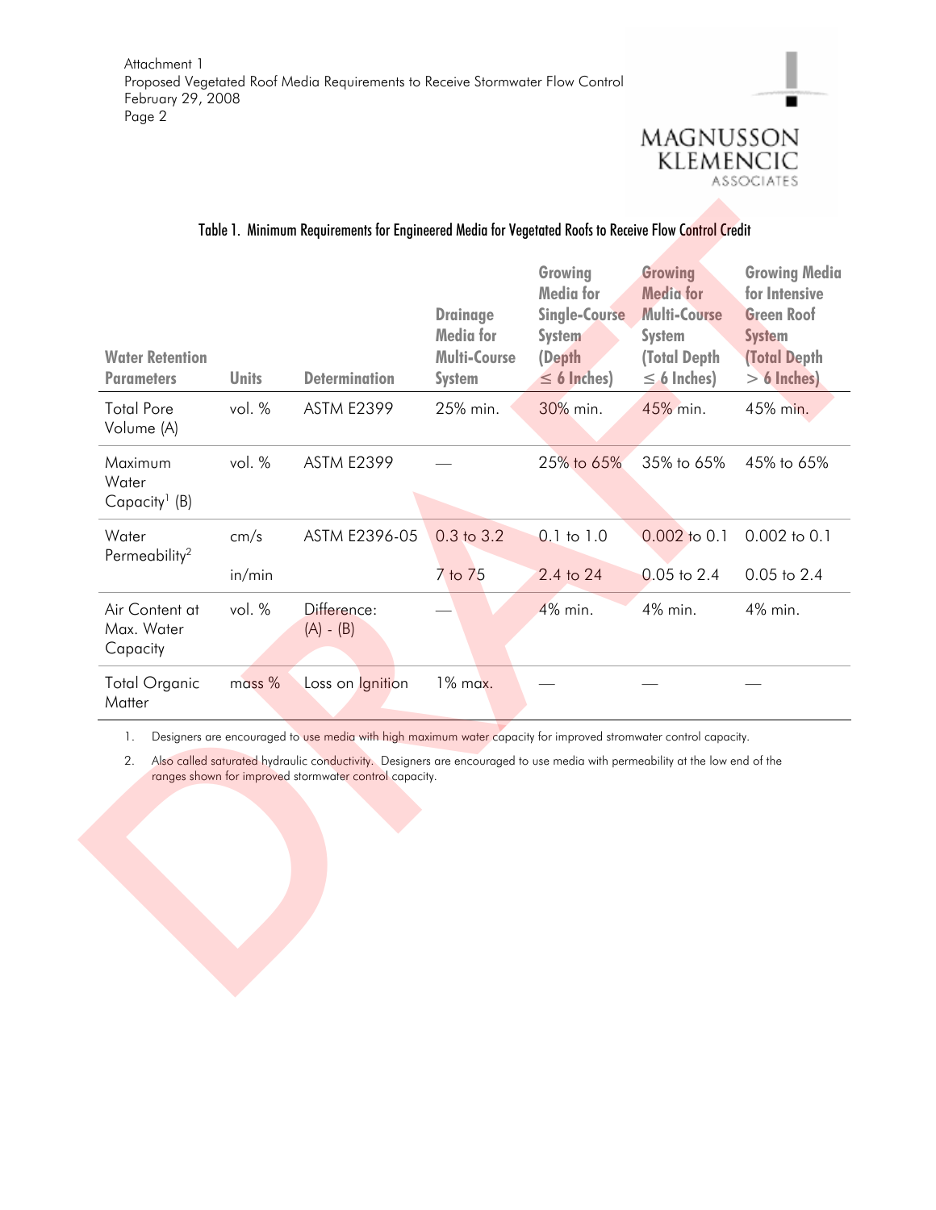Table 1. Minimum Requirements for Engineered Media for Vegetated Roofs to Receive Flow Control Credit

| Water Retention Parameters | Units | Determination | Drainage Media for Multi-Course System | Growing Media for Single-Course System (Depth ≤ 6 Inches) | Growing Media for Multi-Course System (Total Depth ≤ 6 Inches) | Growing Media for Intensive Green Roof System (Total Depth > 6 Inches) |
|---|---|---|---|---|---|---|
| Total Pore Volume (A) | vol. % | ASTM E2399 | 25% min. | 30% min. | 45% min. | 45% min. |
| Maximum Water Capacity[1] (B) | vol. % | ASTM E2399 | — | 25% to 65% | 35% to 65% | 45% to 65% |
| Water Permeability[2] | cm/s | ASTM E2396-05 | 0.3 to 3.2 | 0.1 to 1.0 | 0.002 to 0.1 | 0.002 to 0.1 |
| | in/min | | 7 to 75 | 2.4 to 24 | 0.05 to 2.4 | 0.05 to 2.4 |
| Air Content at Max. Water Capacity | vol. % | Difference: (A) - (B) | — | 4% min. | 4% min. | 4% min. |
| Total Organic Matter | mass % | Loss on Ignition | 1% max. | — | — | — |

1. Designers are encouraged to use media with high maximum water capacity for improved stromwater control capacity.
2. Also called saturated hydraulic conductivity. Designers are encouraged to use media with permeability at the low end of the ranges shown for improved stormwater control capacity.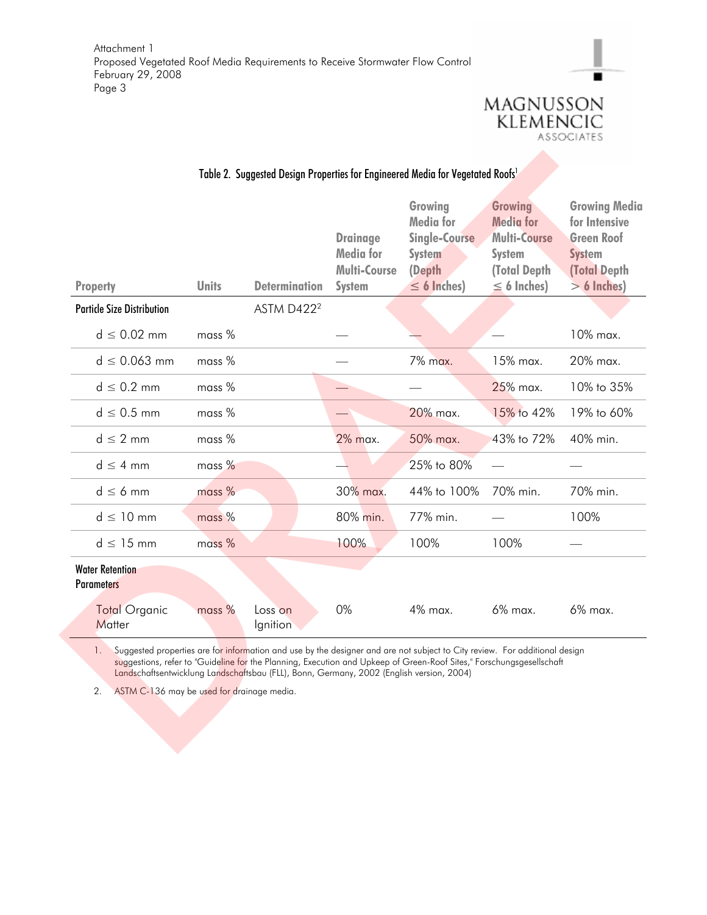Table 2. Suggested Design Properties for Engineered Media for Vegetated Roofs[1]

| Property | Units | Determination | Drainage Media for Multi-Course System | Growing Media for Single-Course System (Depth ≤ 6 Inches) | Growing Media for Multi-Course System (Total Depth ≤ 6 Inches) | Growing Media for Intensive Green Roof System (Total Depth > 6 Inches) |
|---|---|---|---|---|---|---|
| **Particle Size Distribution** | | ASTM D422[2] | | | | |
| d ≤ 0.02 mm | mass % | | — | — | — | 10% max. |
| d ≤ 0.063 mm | mass % | | — | 7% max. | 15% max. | 20% max. |
| d ≤ 0.2 mm | mass % | | — | — | 25% max. | 10% to 35% |
| d ≤ 0.5 mm | mass % | | — | 20% max. | 15% to 42% | 19% to 60% |
| d ≤ 2 mm | mass % | | 2% max. | 50% max. | 43% to 72% | 40% min. |
| d ≤ 4 mm | mass % | | — | 25% to 80% | — | — |
| d ≤ 6 mm | mass % | | 30% max. | 44% to 100% | 70% min. | 70% min. |
| d ≤ 10 mm | mass % | | 80% min. | 77% min. | — | 100% |
| d ≤ 15 mm | mass % | | 100% | 100% | 100% | — |
| **Water Retention Parameters** | | | | | | |
| Total Organic Matter | mass % | Loss on Ignition | 0% | 4% max. | 6% max. | 6% max. |

1. Suggested properties are for information and use by the designer and are not subject to City review. For additional design suggestions, refer to "Guideline for the Planning, Execution and Upkeep of Green-Roof Sites," Forschungsgesellschaft Landschaftsentwicklung Landschaftsbau (FLL), Bonn, Germany, 2002 (English version, 2004)

2. ASTM C-136 may be used for drainage media.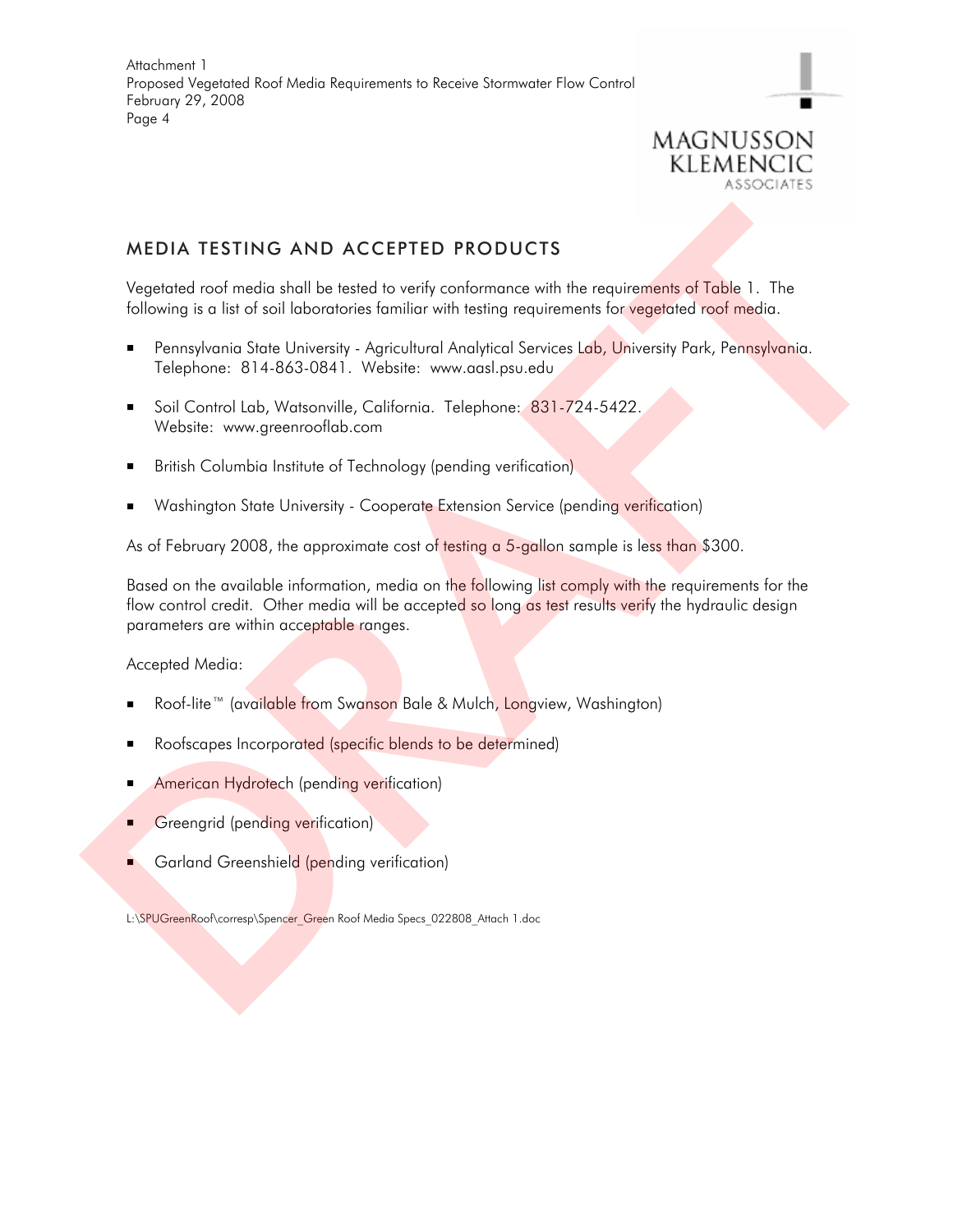## MEDIA TESTING AND ACCEPTED PRODUCTS

Vegetated roof media shall be tested to verify conformance with the requirements of Table 1. The following is a list of soil laboratories familiar with testing requirements for vegetated roof media.

- Pennsylvania State University - Agricultural Analytical Services Lab, University Park, Pennsylvania. Telephone: 814-863-0841. Website: www.aasl.psu.edu
- Soil Control Lab, Watsonville, California. Telephone: 831-724-5422. Website: www.greenrooflab.com
- British Columbia Institute of Technology (pending verification)
- Washington State University - Cooperate Extension Service (pending verification)

As of February 2008, the approximate cost of testing a 5-gallon sample is less than $300.

Based on the available information, media on the following list comply with the requirements for the flow control credit. Other media will be accepted so long as test results verify the hydraulic design parameters are within acceptable ranges.

Accepted Media:

- Roof-lite™ (available from Swanson Bale & Mulch, Longview, Washington)
- Roofscapes Incorporated (specific blends to be determined)
- American Hydrotech (pending verification)
- Greengrid (pending verification)
- Garland Greenshield (pending verification)

L:\SPUGreenRoof\corresp\Spencer_Green Roof Media Specs_022808_Attach 1.doc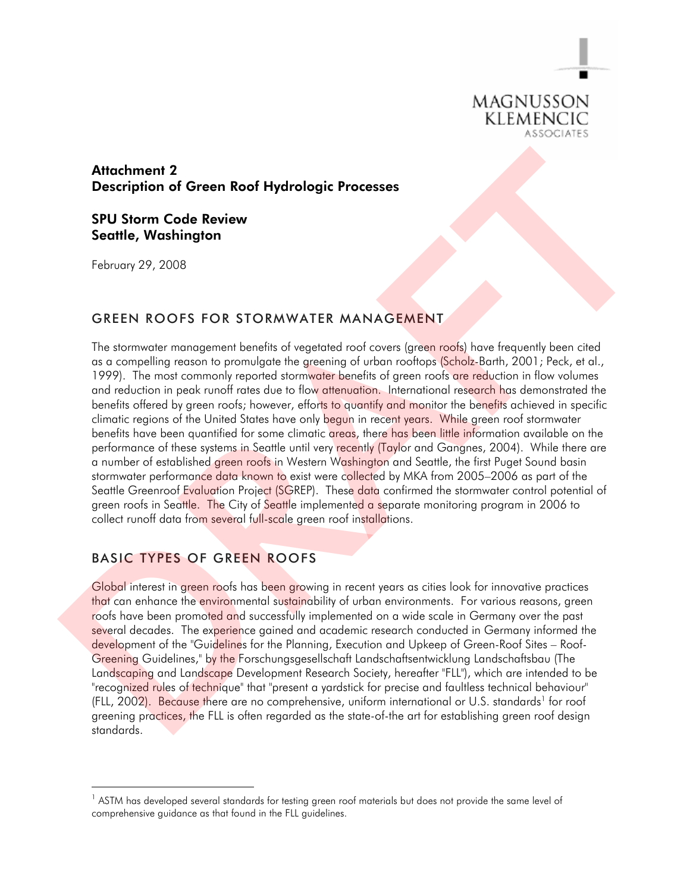**Attachment 2**
**Description of Green Roof Hydrologic Processes**

**SPU Storm Code Review**
**Seattle, Washington**

February 29, 2008

## GREEN ROOFS FOR STORMWATER MANAGEMENT

The stormwater management benefits of vegetated roof covers (green roofs) have frequently been cited as a compelling reason to promulgate the greening of urban rooftops (Scholz-Barth, 2001; Peck, et al., 1999). The most commonly reported stormwater benefits of green roofs are reduction in flow volumes and reduction in peak runoff rates due to flow attenuation. International research has demonstrated the benefits offered by green roofs; however, efforts to quantify and monitor the benefits achieved in specific climatic regions of the United States have only begun in recent years. While green roof stormwater benefits have been quantified for some climatic areas, there has been little information available on the performance of these systems in Seattle until very recently (Taylor and Gangnes, 2004). While there are a number of established green roofs in Western Washington and Seattle, the first Puget Sound basin stormwater performance data known to exist were collected by MKA from 2005–2006 as part of the Seattle Greenroof Evaluation Project (SGREP). These data confirmed the stormwater control potential of green roofs in Seattle. The City of Seattle implemented a separate monitoring program in 2006 to collect runoff data from several full-scale green roof installations.

## BASIC TYPES OF GREEN ROOFS

Global interest in green roofs has been growing in recent years as cities look for innovative practices that can enhance the environmental sustainability of urban environments. For various reasons, green roofs have been promoted and successfully implemented on a wide scale in Germany over the past several decades. The experience gained and academic research conducted in Germany informed the development of the "Guidelines for the Planning, Execution and Upkeep of Green-Roof Sites – Roof-Greening Guidelines," by the Forschungsgesellschaft Landschaftsentwicklung Landschaftsbau (The Landscaping and Landscape Development Research Society, hereafter "FLL"), which are intended to be "recognized rules of technique" that "present a yardstick for precise and faultless technical behaviour" (FLL, 2002). Because there are no comprehensive, uniform international or U.S. standards[1] for roof greening practices, the FLL is often regarded as the state-of-the art for establishing green roof design standards.

[1] ASTM has developed several standards for testing green roof materials but does not provide the same level of comprehensive guidance as that found in the FLL guidelines.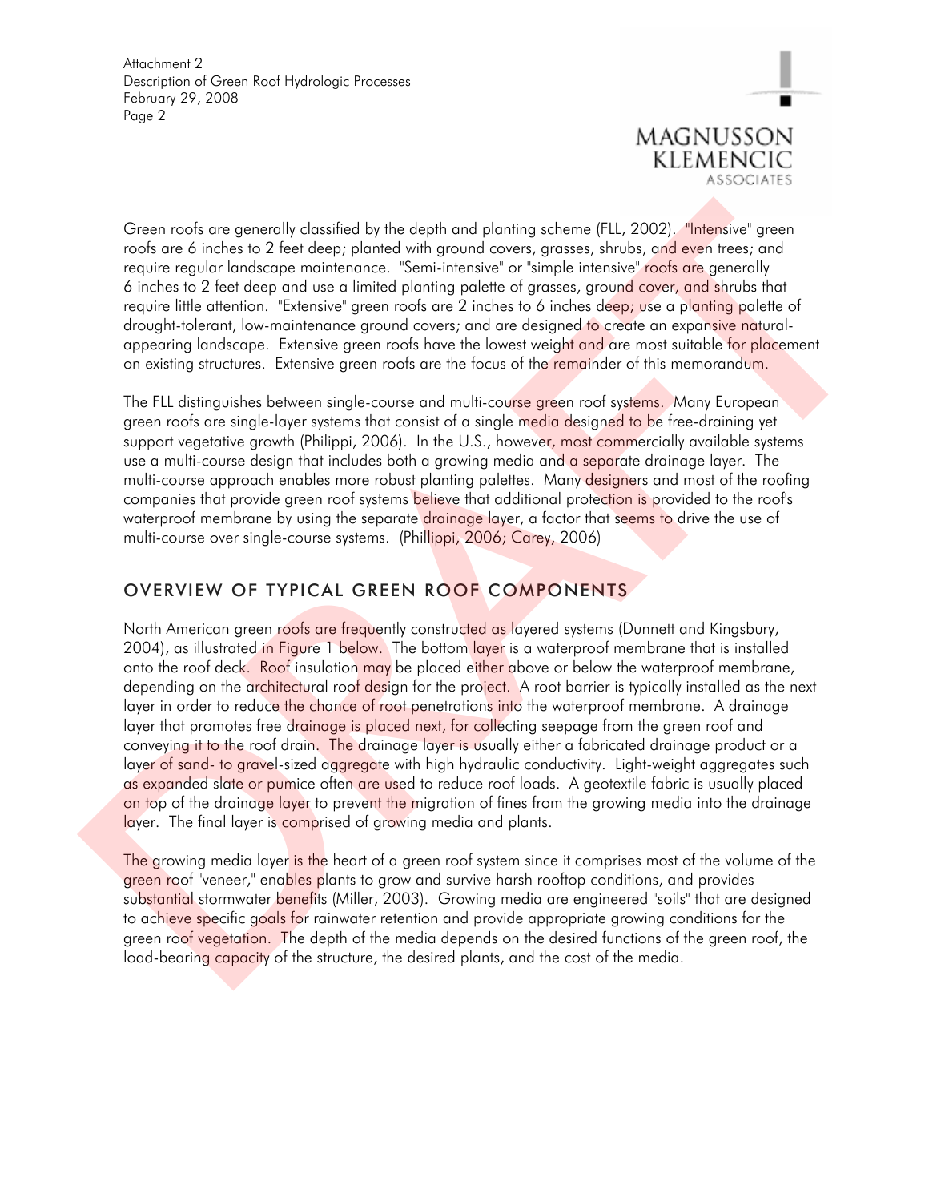Green roofs are generally classified by the depth and planting scheme (FLL, 2002). "Intensive" green roofs are 6 inches to 2 feet deep; planted with ground covers, grasses, shrubs, and even trees; and require regular landscape maintenance. "Semi-intensive" or "simple intensive" roofs are generally 6 inches to 2 feet deep and use a limited planting palette of grasses, ground cover, and shrubs that require little attention. "Extensive" green roofs are 2 inches to 6 inches deep; use a planting palette of drought-tolerant, low-maintenance ground covers; and are designed to create an expansive natural-appearing landscape. Extensive green roofs have the lowest weight and are most suitable for placement on existing structures. Extensive green roofs are the focus of the remainder of this memorandum.

The FLL distinguishes between single-course and multi-course green roof systems. Many European green roofs are single-layer systems that consist of a single media designed to be free-draining yet support vegetative growth (Philippi, 2006). In the U.S., however, most commercially available systems use a multi-course design that includes both a growing media and a separate drainage layer. The multi-course approach enables more robust planting palettes. Many designers and most of the roofing companies that provide green roof systems believe that additional protection is provided to the roof's waterproof membrane by using the separate drainage layer, a factor that seems to drive the use of multi-course over single-course systems. (Phillippi, 2006; Carey, 2006)

## OVERVIEW OF TYPICAL GREEN ROOF COMPONENTS

North American green roofs are frequently constructed as layered systems (Dunnett and Kingsbury, 2004), as illustrated in Figure 1 below. The bottom layer is a waterproof membrane that is installed onto the roof deck. Roof insulation may be placed either above or below the waterproof membrane, depending on the architectural roof design for the project. A root barrier is typically installed as the next layer in order to reduce the chance of root penetrations into the waterproof membrane. A drainage layer that promotes free drainage is placed next, for collecting seepage from the green roof and conveying it to the roof drain. The drainage layer is usually either a fabricated drainage product or a layer of sand- to gravel-sized aggregate with high hydraulic conductivity. Light-weight aggregates such as expanded slate or pumice often are used to reduce roof loads. A geotextile fabric is usually placed on top of the drainage layer to prevent the migration of fines from the growing media into the drainage layer. The final layer is comprised of growing media and plants.

The growing media layer is the heart of a green roof system since it comprises most of the volume of the green roof "veneer," enables plants to grow and survive harsh rooftop conditions, and provides substantial stormwater benefits (Miller, 2003). Growing media are engineered "soils" that are designed to achieve specific goals for rainwater retention and provide appropriate growing conditions for the green roof vegetation. The depth of the media depends on the desired functions of the green roof, the load-bearing capacity of the structure, the desired plants, and the cost of the media.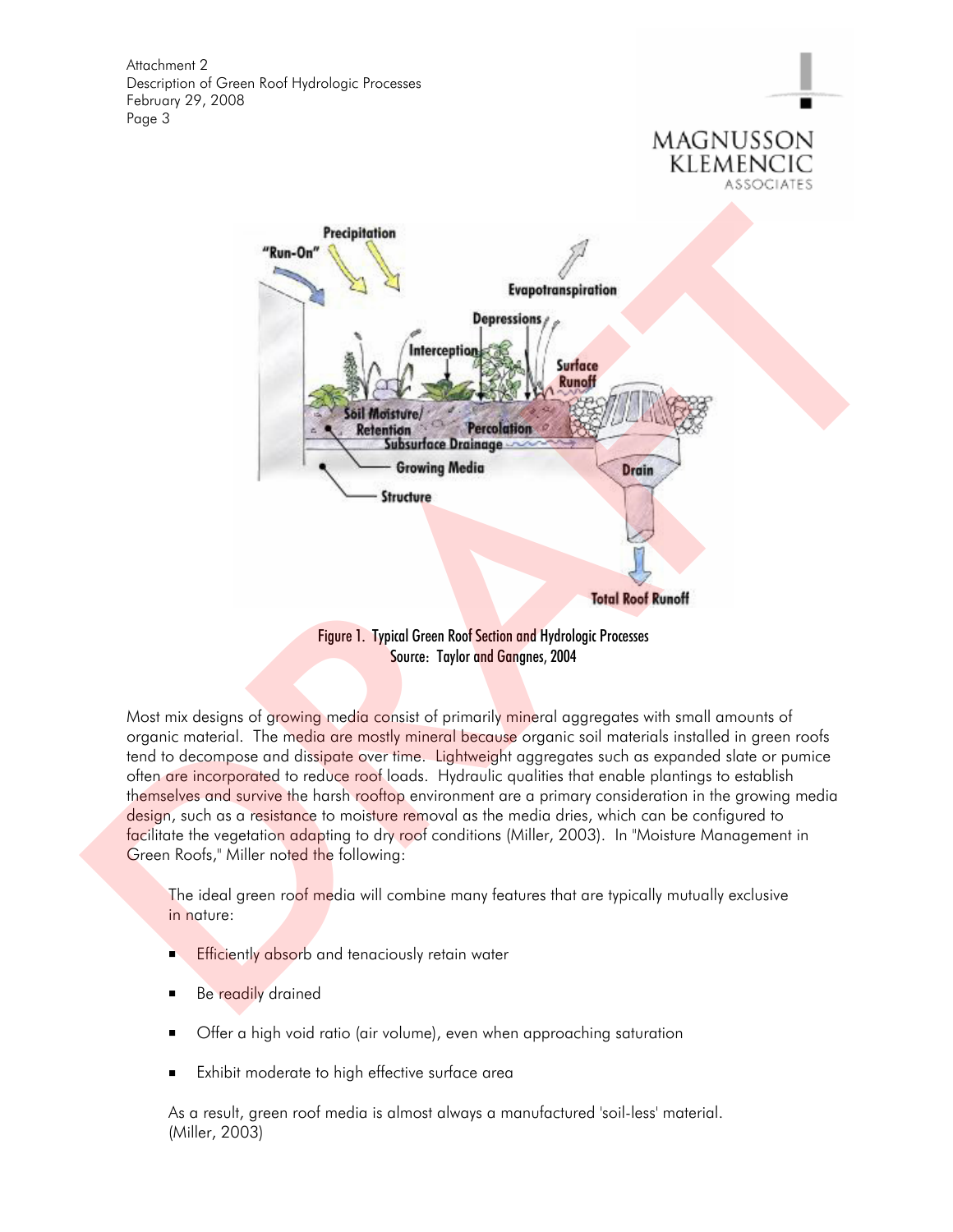Figure 1. Typical Green Roof Section and Hydrologic Processes
Source: Taylor and Gangnes, 2004

Most mix designs of growing media consist of primarily mineral aggregates with small amounts of organic material. The media are mostly mineral because organic soil materials installed in green roofs tend to decompose and dissipate over time. Lightweight aggregates such as expanded slate or pumice often are incorporated to reduce roof loads. Hydraulic qualities that enable plantings to establish themselves and survive the harsh rooftop environment are a primary consideration in the growing media design, such as a resistance to moisture removal as the media dries, which can be configured to facilitate the vegetation adapting to dry roof conditions (Miller, 2003). In "Moisture Management in Green Roofs," Miller noted the following:

> The ideal green roof media will combine many features that are typically mutually exclusive in nature:
>
> - Efficiently absorb and tenaciously retain water
> - Be readily drained
> - Offer a high void ratio (air volume), even when approaching saturation
> - Exhibit moderate to high effective surface area
>
> As a result, green roof media is almost always a manufactured 'soil-less' material. (Miller, 2003)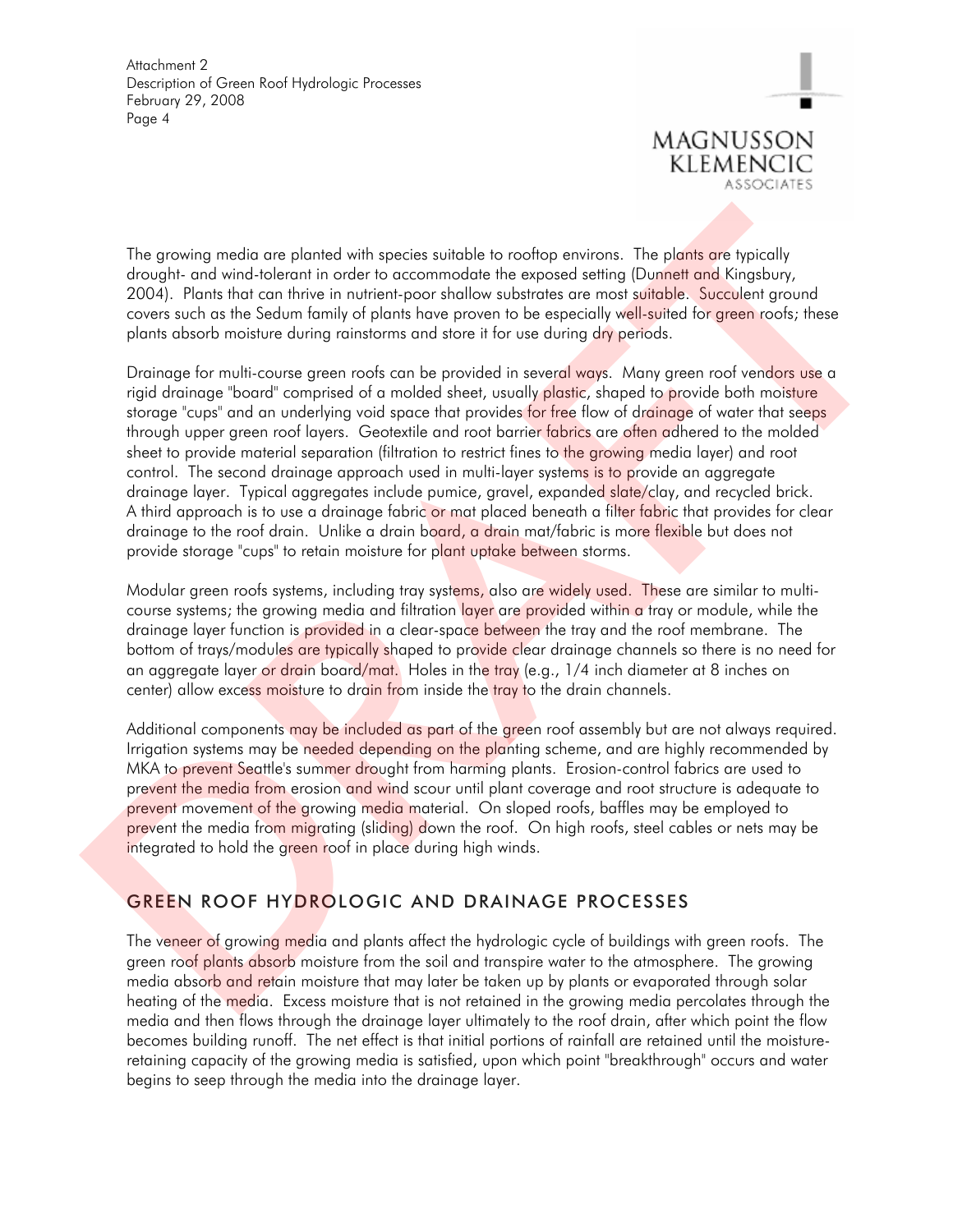The growing media are planted with species suitable to rooftop environs. The plants are typically drought- and wind-tolerant in order to accommodate the exposed setting (Dunnett and Kingsbury, 2004). Plants that can thrive in nutrient-poor shallow substrates are most suitable. Succulent ground covers such as the Sedum family of plants have proven to be especially well-suited for green roofs; these plants absorb moisture during rainstorms and store it for use during dry periods.

Drainage for multi-course green roofs can be provided in several ways. Many green roof vendors use a rigid drainage "board" comprised of a molded sheet, usually plastic, shaped to provide both moisture storage "cups" and an underlying void space that provides for free flow of drainage of water that seeps through upper green roof layers. Geotextile and root barrier fabrics are often adhered to the molded sheet to provide material separation (filtration to restrict fines to the growing media layer) and root control. The second drainage approach used in multi-layer systems is to provide an aggregate drainage layer. Typical aggregates include pumice, gravel, expanded slate/clay, and recycled brick. A third approach is to use a drainage fabric or mat placed beneath a filter fabric that provides for clear drainage to the roof drain. Unlike a drain board, a drain mat/fabric is more flexible but does not provide storage "cups" to retain moisture for plant uptake between storms.

Modular green roofs systems, including tray systems, also are widely used. These are similar to multi-course systems; the growing media and filtration layer are provided within a tray or module, while the drainage layer function is provided in a clear-space between the tray and the roof membrane. The bottom of trays/modules are typically shaped to provide clear drainage channels so there is no need for an aggregate layer or drain board/mat. Holes in the tray (e.g., 1/4 inch diameter at 8 inches on center) allow excess moisture to drain from inside the tray to the drain channels.

Additional components may be included as part of the green roof assembly but are not always required. Irrigation systems may be needed depending on the planting scheme, and are highly recommended by MKA to prevent Seattle's summer drought from harming plants. Erosion-control fabrics are used to prevent the media from erosion and wind scour until plant coverage and root structure is adequate to prevent movement of the growing media material. On sloped roofs, baffles may be employed to prevent the media from migrating (sliding) down the roof. On high roofs, steel cables or nets may be integrated to hold the green roof in place during high winds.

## GREEN ROOF HYDROLOGIC AND DRAINAGE PROCESSES

The veneer of growing media and plants affect the hydrologic cycle of buildings with green roofs. The green roof plants absorb moisture from the soil and transpire water to the atmosphere. The growing media absorb and retain moisture that may later be taken up by plants or evaporated through solar heating of the media. Excess moisture that is not retained in the growing media percolates through the media and then flows through the drainage layer ultimately to the roof drain, after which point the flow becomes building runoff. The net effect is that initial portions of rainfall are retained until the moisture-retaining capacity of the growing media is satisfied, upon which point "breakthrough" occurs and water begins to seep through the media into the drainage layer.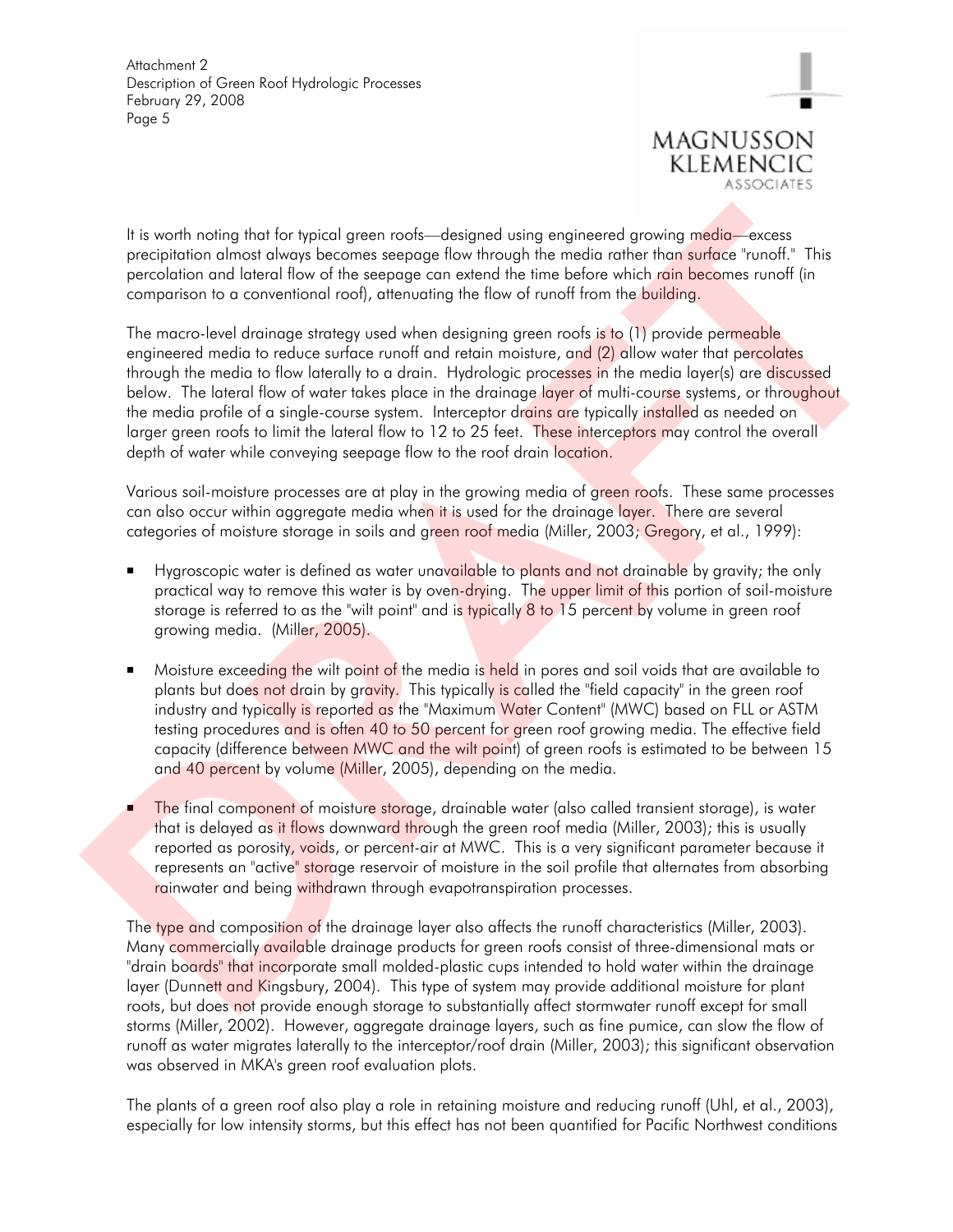It is worth noting that for typical green roofs—designed using engineered growing media—excess precipitation almost always becomes seepage flow through the media rather than surface "runoff." This percolation and lateral flow of the seepage can extend the time before which rain becomes runoff (in comparison to a conventional roof), attenuating the flow of runoff from the building.

The macro-level drainage strategy used when designing green roofs is to (1) provide permeable engineered media to reduce surface runoff and retain moisture, and (2) allow water that percolates through the media to flow laterally to a drain. Hydrologic processes in the media layer(s) are discussed below. The lateral flow of water takes place in the drainage layer of multi-course systems, or throughout the media profile of a single-course system. Interceptor drains are typically installed as needed on larger green roofs to limit the lateral flow to 12 to 25 feet. These interceptors may control the overall depth of water while conveying seepage flow to the roof drain location.

Various soil-moisture processes are at play in the growing media of green roofs. These same processes can also occur within aggregate media when it is used for the drainage layer. There are several categories of moisture storage in soils and green roof media (Miller, 2003; Gregory, et al., 1999):

- Hygroscopic water is defined as water unavailable to plants and not drainable by gravity; the only practical way to remove this water is by oven-drying. The upper limit of this portion of soil-moisture storage is referred to as the "wilt point" and is typically 8 to 15 percent by volume in green roof growing media. (Miller, 2005).

- Moisture exceeding the wilt point of the media is held in pores and soil voids that are available to plants but does not drain by gravity. This typically is called the "field capacity" in the green roof industry and typically is reported as the "Maximum Water Content" (MWC) based on FLL or ASTM testing procedures and is often 40 to 50 percent for green roof growing media. The effective field capacity (difference between MWC and the wilt point) of green roofs is estimated to be between 15 and 40 percent by volume (Miller, 2005), depending on the media.

- The final component of moisture storage, drainable water (also called transient storage), is water that is delayed as it flows downward through the green roof media (Miller, 2003); this is usually reported as porosity, voids, or percent-air at MWC. This is a very significant parameter because it represents an "active" storage reservoir of moisture in the soil profile that alternates from absorbing rainwater and being withdrawn through evapotranspiration processes.

The type and composition of the drainage layer also affects the runoff characteristics (Miller, 2003). Many commercially available drainage products for green roofs consist of three-dimensional mats or "drain boards" that incorporate small molded-plastic cups intended to hold water within the drainage layer (Dunnett and Kingsbury, 2004). This type of system may provide additional moisture for plant roots, but does not provide enough storage to substantially affect stormwater runoff except for small storms (Miller, 2002). However, aggregate drainage layers, such as fine pumice, can slow the flow of runoff as water migrates laterally to the interceptor/roof drain (Miller, 2003); this significant observation was observed in MKA's green roof evaluation plots.

The plants of a green roof also play a role in retaining moisture and reducing runoff (Uhl, et al., 2003), especially for low intensity storms, but this effect has not been quantified for Pacific Northwest conditions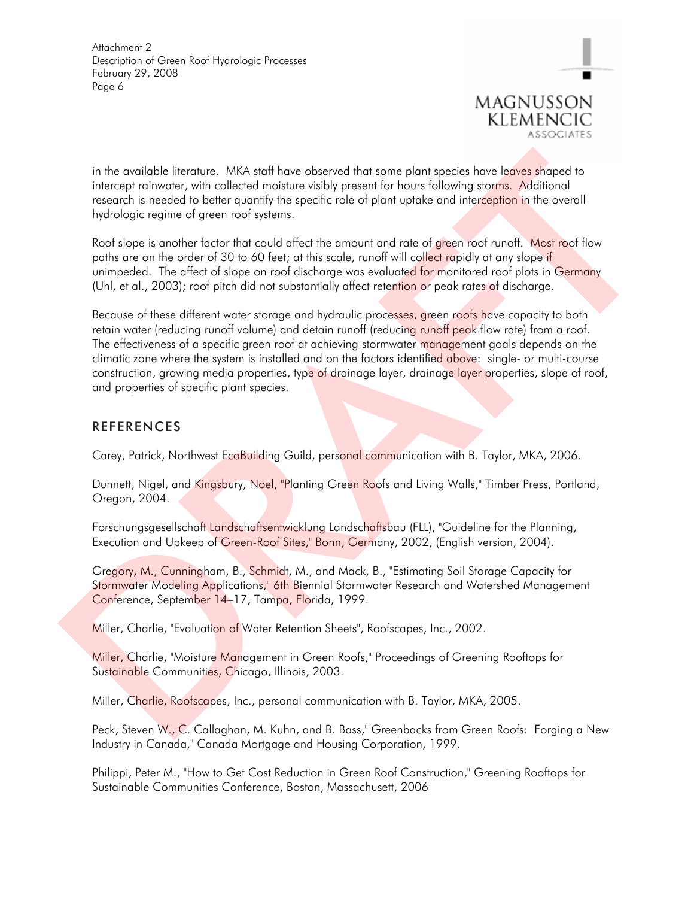in the available literature. MKA staff have observed that some plant species have leaves shaped to intercept rainwater, with collected moisture visibly present for hours following storms. Additional research is needed to better quantify the specific role of plant uptake and interception in the overall hydrologic regime of green roof systems.

Roof slope is another factor that could affect the amount and rate of green roof runoff. Most roof flow paths are on the order of 30 to 60 feet; at this scale, runoff will collect rapidly at any slope if unimpeded. The affect of slope on roof discharge was evaluated for monitored roof plots in Germany (Uhl, et al., 2003); roof pitch did not substantially affect retention or peak rates of discharge.

Because of these different water storage and hydraulic processes, green roofs have capacity to both retain water (reducing runoff volume) and detain runoff (reducing runoff peak flow rate) from a roof. The effectiveness of a specific green roof at achieving stormwater management goals depends on the climatic zone where the system is installed and on the factors identified above: single- or multi-course construction, growing media properties, type of drainage layer, drainage layer properties, slope of roof, and properties of specific plant species.

## REFERENCES

Carey, Patrick, Northwest EcoBuilding Guild, personal communication with B. Taylor, MKA, 2006.

Dunnett, Nigel, and Kingsbury, Noel, "Planting Green Roofs and Living Walls," Timber Press, Portland, Oregon, 2004.

Forschungsgesellschaft Landschaftsentwicklung Landschaftsbau (FLL), "Guideline for the Planning, Execution and Upkeep of Green-Roof Sites," Bonn, Germany, 2002, (English version, 2004).

Gregory, M., Cunningham, B., Schmidt, M., and Mack, B., "Estimating Soil Storage Capacity for Stormwater Modeling Applications," 6th Biennial Stormwater Research and Watershed Management Conference, September 14–17, Tampa, Florida, 1999.

Miller, Charlie, "Evaluation of Water Retention Sheets", Roofscapes, Inc., 2002.

Miller, Charlie, "Moisture Management in Green Roofs," Proceedings of Greening Rooftops for Sustainable Communities, Chicago, Illinois, 2003.

Miller, Charlie, Roofscapes, Inc., personal communication with B. Taylor, MKA, 2005.

Peck, Steven W., C. Callaghan, M. Kuhn, and B. Bass," Greenbacks from Green Roofs: Forging a New Industry in Canada," Canada Mortgage and Housing Corporation, 1999.

Philippi, Peter M., "How to Get Cost Reduction in Green Roof Construction," Greening Rooftops for Sustainable Communities Conference, Boston, Massachusett, 2006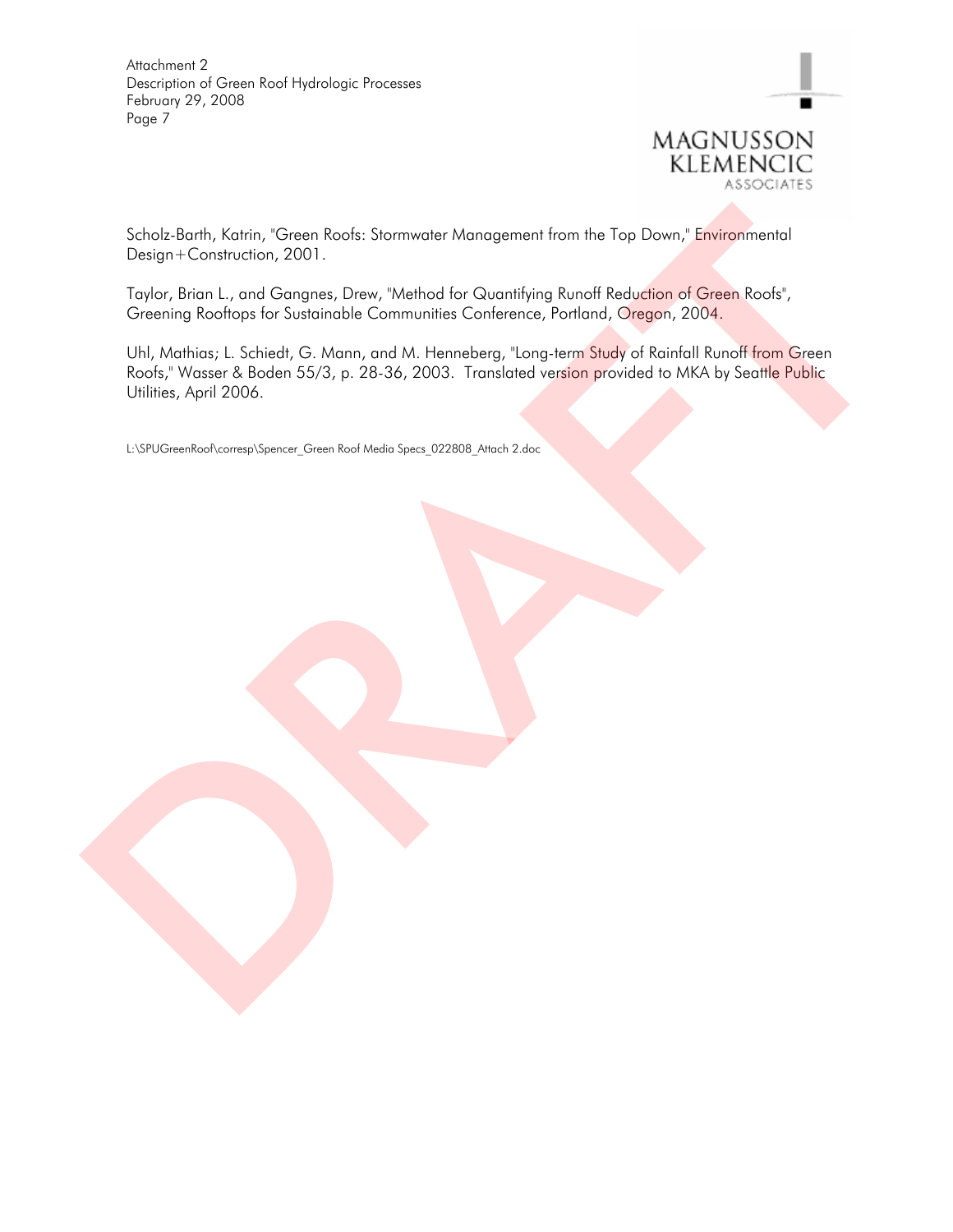Scholz-Barth, Katrin, "Green Roofs: Stormwater Management from the Top Down," Environmental Design+Construction, 2001.

Taylor, Brian L., and Gangnes, Drew, "Method for Quantifying Runoff Reduction of Green Roofs", Greening Rooftops for Sustainable Communities Conference, Portland, Oregon, 2004.

Uhl, Mathias; L. Schiedt, G. Mann, and M. Henneberg, "Long-term Study of Rainfall Runoff from Green Roofs," Wasser & Boden 55/3, p. 28-36, 2003.  Translated version provided to MKA by Seattle Public Utilities, April 2006.

L:\SPUGreenRoof\corresp\Spencer_Green Roof Media Specs_022808_Attach 2.doc